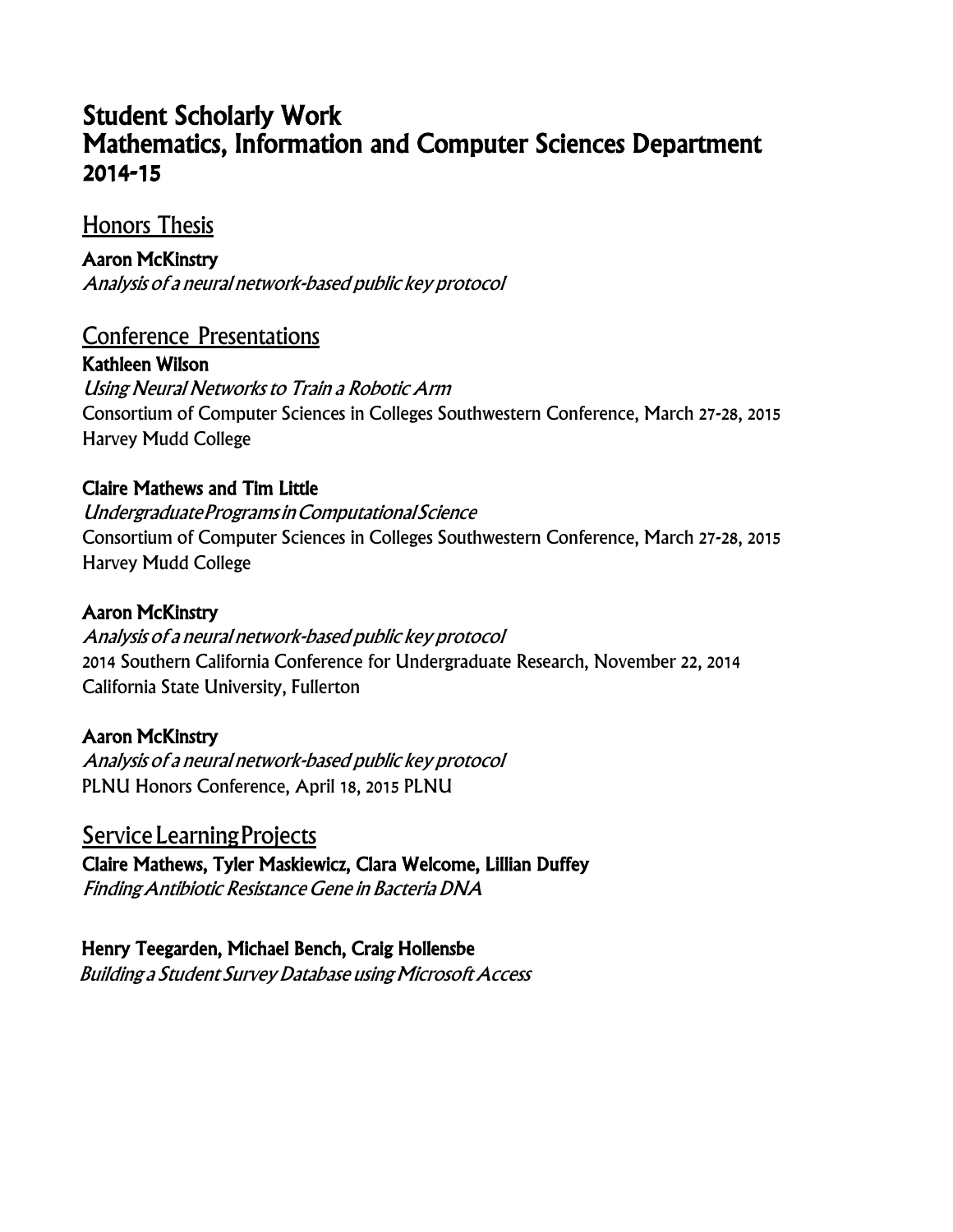# Student Scholarly Work
# Mathematics, Information and Computer Sciences Department
# 2014-15

## Honors Thesis

**Aaron McKinstry**
*Analysis of a neural network-based public key protocol*

## Conference Presentations

**Kathleen Wilson**
*Using Neural Networks to Train a Robotic Arm*
Consortium of Computer Sciences in Colleges Southwestern Conference, March 27-28, 2015
Harvey Mudd College

**Claire Mathews and Tim Little**
*Undergraduate Programs in Computational Science*
Consortium of Computer Sciences in Colleges Southwestern Conference, March 27-28, 2015
Harvey Mudd College

**Aaron McKinstry**
*Analysis of a neural network-based public key protocol*
2014 Southern California Conference for Undergraduate Research, November 22, 2014
California State University, Fullerton

**Aaron McKinstry**
*Analysis of a neural network-based public key protocol*
PLNU Honors Conference, April 18, 2015 PLNU

## Service Learning Projects

**Claire Mathews, Tyler Maskiewicz, Clara Welcome, Lillian Duffey**
*Finding Antibiotic Resistance Gene in Bacteria DNA*

**Henry Teegarden, Michael Bench, Craig Hollensbe**
*Building a Student Survey Database using Microsoft Access*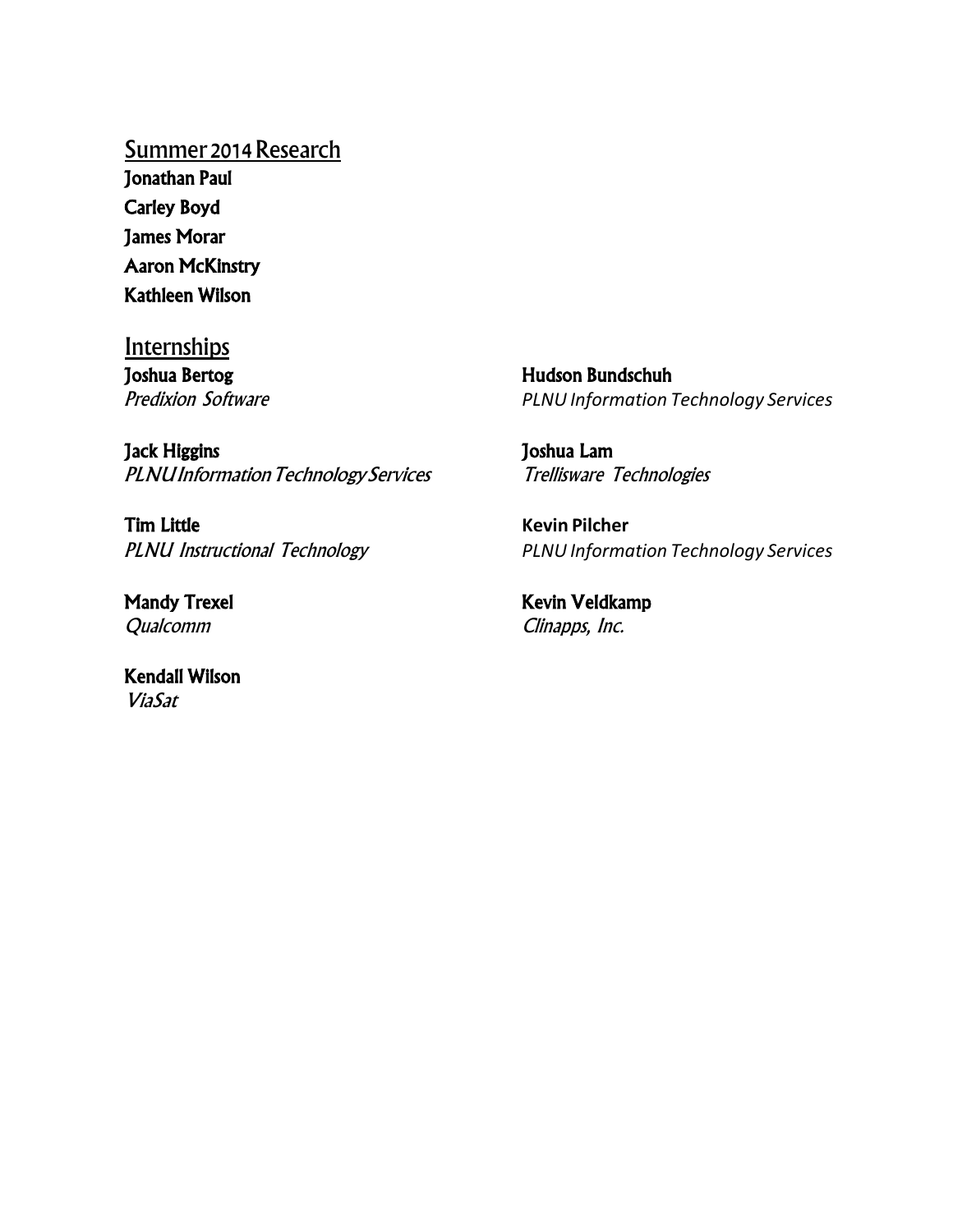## Summer 2014 Research

**Jonathan Paul**
**Carley Boyd**
**James Morar**
**Aaron McKinstry**
**Kathleen Wilson**

## Internships

**Joshua Bertog**
*Predixion Software*

**Hudson Bundschuh**
*PLNU Information Technology Services*

**Jack Higgins**
*PLNU Information Technology Services*

**Joshua Lam**
*Trellisware Technologies*

**Tim Little**
*PLNU Instructional Technology*

**Kevin Pilcher**
*PLNU Information Technology Services*

**Mandy Trexel**
*Qualcomm*

**Kevin Veldkamp**
*Clinapps, Inc.*

**Kendall Wilson**
*ViaSat*